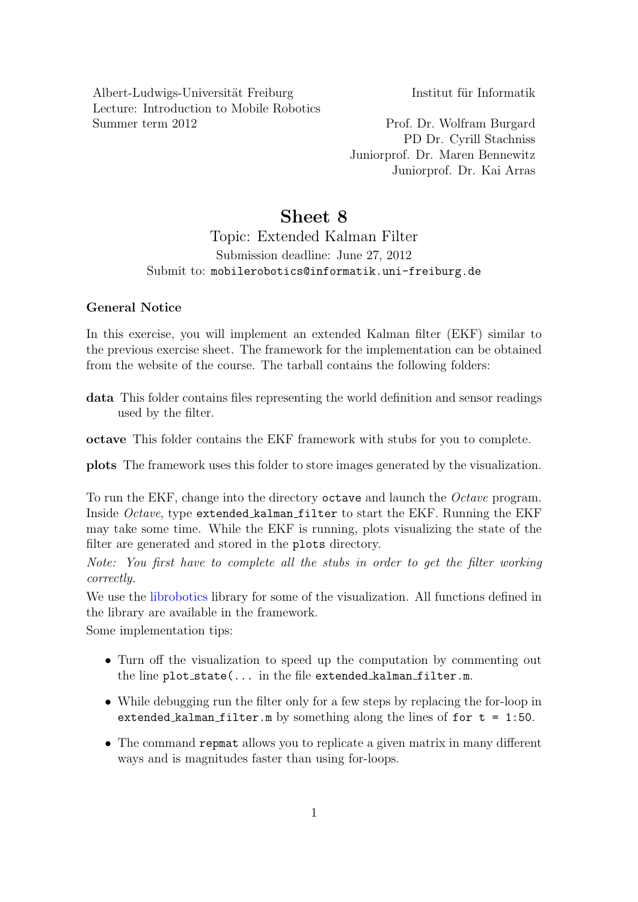Albert-Ludwigs-Universität Freiburg
Lecture: Introduction to Mobile Robotics
Summer term 2012

Institut für Informatik

Prof. Dr. Wolfram Burgard
PD Dr. Cyrill Stachniss
Juniorprof. Dr. Maren Bennewitz
Juniorprof. Dr. Kai Arras

# Sheet 8

## Topic: Extended Kalman Filter

Submission deadline: June 27, 2012
Submit to: `mobilerobotics@informatik.uni-freiburg.de`

### General Notice

In this exercise, you will implement an extended Kalman filter (EKF) similar to the previous exercise sheet. The framework for the implementation can be obtained from the website of the course. The tarball contains the following folders:

**data** This folder contains files representing the world definition and sensor readings used by the filter.

**octave** This folder contains the EKF framework with stubs for you to complete.

**plots** The framework uses this folder to store images generated by the visualization.

To run the EKF, change into the directory `octave` and launch the *Octave* program. Inside *Octave*, type `extended_kalman_filter` to start the EKF. Running the EKF may take some time. While the EKF is running, plots visualizing the state of the filter are generated and stored in the `plots` directory.

*Note: You first have to complete all the stubs in order to get the filter working correctly.*

We use the librobotics library for some of the visualization. All functions defined in the library are available in the framework.

Some implementation tips:

- Turn off the visualization to speed up the computation by commenting out the line `plot_state(...` in the file `extended_kalman_filter.m`.
- While debugging run the filter only for a few steps by replacing the for-loop in `extended_kalman_filter.m` by something along the lines of `for t = 1:50`.
- The command `repmat` allows you to replicate a given matrix in many different ways and is magnitudes faster than using for-loops.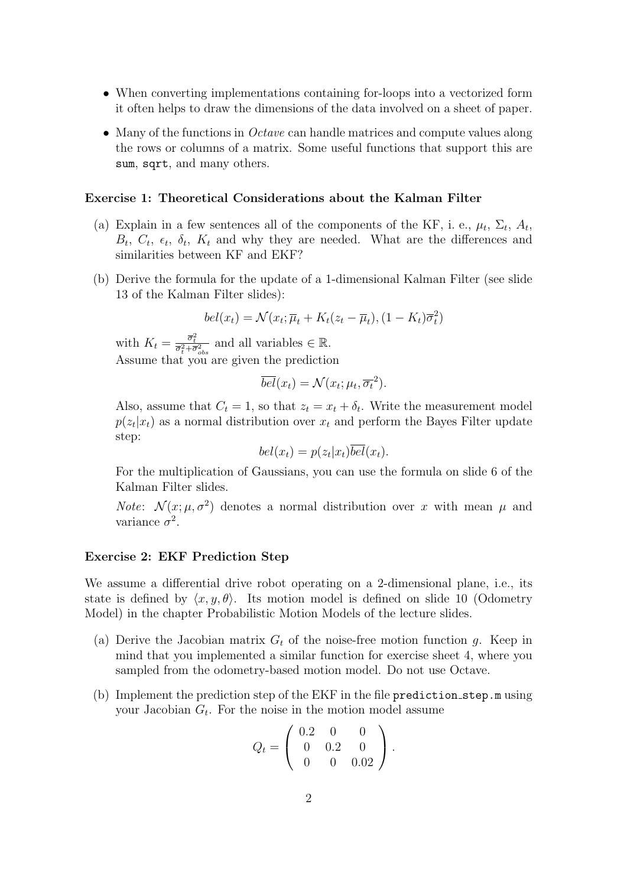- When converting implementations containing for-loops into a vectorized form it often helps to draw the dimensions of the data involved on a sheet of paper.
- Many of the functions in *Octave* can handle matrices and compute values along the rows or columns of a matrix. Some useful functions that support this are `sum`, `sqrt`, and many others.

**Exercise 1: Theoretical Considerations about the Kalman Filter**

(a) Explain in a few sentences all of the components of the KF, i. e., $\mu_t$, $\Sigma_t$, $A_t$, $B_t$, $C_t$, $\epsilon_t$, $\delta_t$, $K_t$ and why they are needed. What are the differences and similarities between KF and EKF?

(b) Derive the formula for the update of a 1-dimensional Kalman Filter (see slide 13 of the Kalman Filter slides):

$$bel(x_t) = \mathcal{N}(x_t; \overline{\mu}_t + K_t(z_t - \overline{\mu}_t), (1 - K_t)\overline{\sigma}_t^2)$$

with $K_t = \frac{\overline{\sigma}_t^2}{\overline{\sigma}_t^2 + \overline{\sigma}_{obs}^2}$ and all variables $\in \mathbb{R}$.
Assume that you are given the prediction

$$\overline{bel}(x_t) = \mathcal{N}(x_t; \mu_t, \overline{\sigma_t}^2).$$

Also, assume that $C_t = 1$, so that $z_t = x_t + \delta_t$. Write the measurement model $p(z_t|x_t)$ as a normal distribution over $x_t$ and perform the Bayes Filter update step:

$$bel(x_t) = p(z_t|x_t)\overline{bel}(x_t).$$

For the multiplication of Gaussians, you can use the formula on slide 6 of the Kalman Filter slides.

*Note*: $\mathcal{N}(x; \mu, \sigma^2)$ denotes a normal distribution over $x$ with mean $\mu$ and variance $\sigma^2$.

**Exercise 2: EKF Prediction Step**

We assume a differential drive robot operating on a 2-dimensional plane, i.e., its state is defined by $\langle x, y, \theta \rangle$. Its motion model is defined on slide 10 (Odometry Model) in the chapter Probabilistic Motion Models of the lecture slides.

(a) Derive the Jacobian matrix $G_t$ of the noise-free motion function $g$. Keep in mind that you implemented a similar function for exercise sheet 4, where you sampled from the odometry-based motion model. Do not use Octave.

(b) Implement the prediction step of the EKF in the file `prediction_step.m` using your Jacobian $G_t$. For the noise in the motion model assume

$$Q_t = \begin{pmatrix} 0.2 & 0 & 0 \\ 0 & 0.2 & 0 \\ 0 & 0 & 0.02 \end{pmatrix}.$$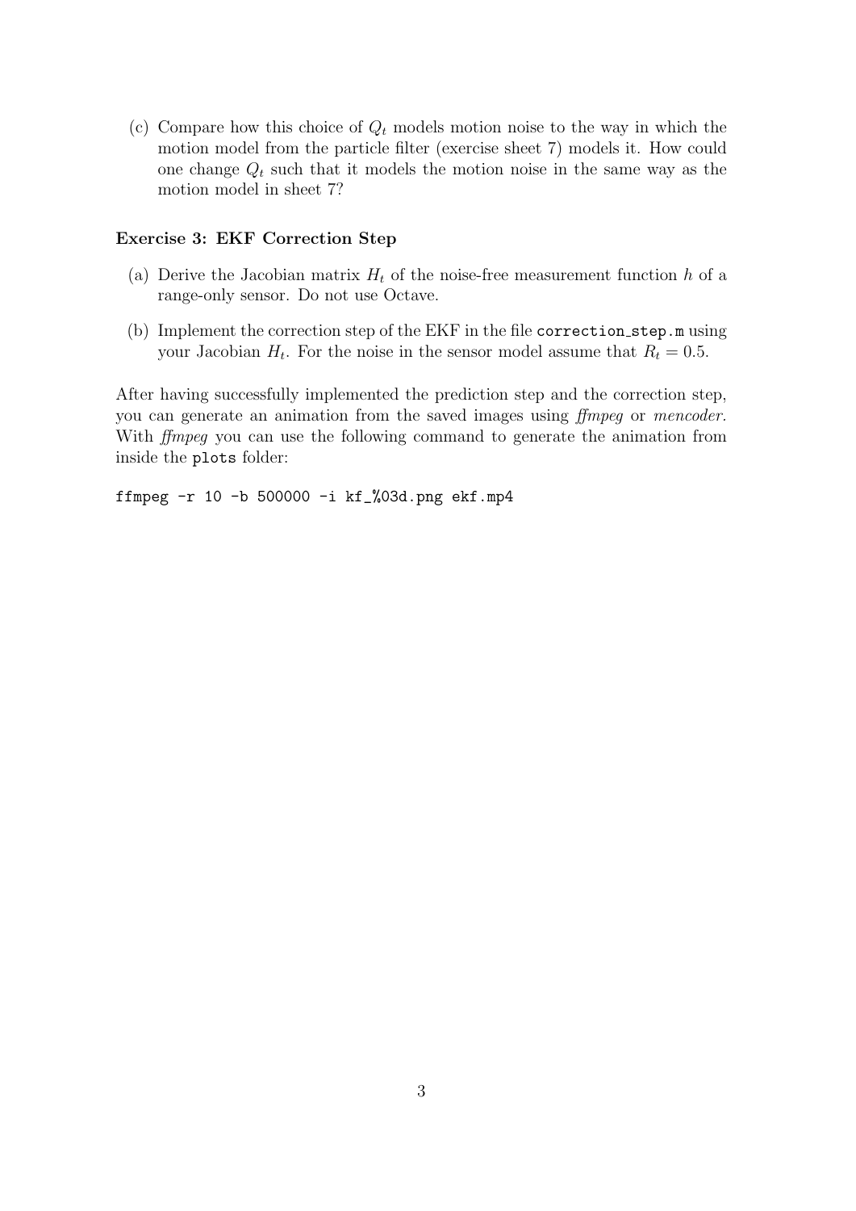(c) Compare how this choice of $Q_t$ models motion noise to the way in which the motion model from the particle filter (exercise sheet 7) models it. How could one change $Q_t$ such that it models the motion noise in the same way as the motion model in sheet 7?

**Exercise 3: EKF Correction Step**

(a) Derive the Jacobian matrix $H_t$ of the noise-free measurement function $h$ of a range-only sensor. Do not use Octave.

(b) Implement the correction step of the EKF in the file `correction_step.m` using your Jacobian $H_t$. For the noise in the sensor model assume that $R_t = 0.5$.

After having successfully implemented the prediction step and the correction step, you can generate an animation from the saved images using *ffmpeg* or *mencoder.* With *ffmpeg* you can use the following command to generate the animation from inside the `plots` folder:

```
ffmpeg -r 10 -b 500000 -i kf_%03d.png ekf.mp4
```